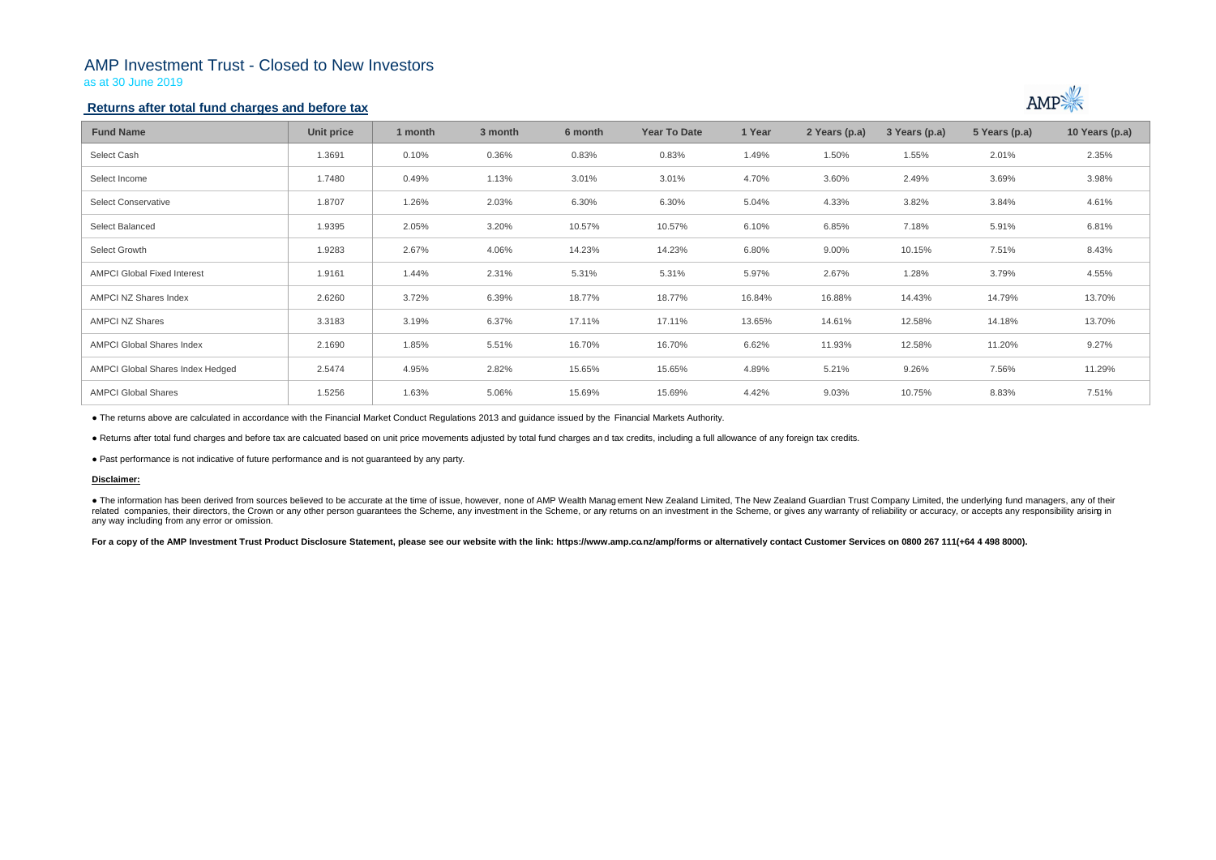# AMP Investment Trust - Closed to New Investors

as at 30 June 2019

## Returns after total fund charges and before tax

| Fund Name | Unit price | 1 month | 3 month | 6 month | Year To Date | 1 Year | 2 Years (p.a) | 3 Years (p.a) | 5 Years (p.a) | 10 Years (p.a) |
|---|---|---|---|---|---|---|---|---|---|---|
| Select Cash | 1.3691 | 0.10% | 0.36% | 0.83% | 0.83% | 1.49% | 1.50% | 1.55% | 2.01% | 2.35% |
| Select Income | 1.7480 | 0.49% | 1.13% | 3.01% | 3.01% | 4.70% | 3.60% | 2.49% | 3.69% | 3.98% |
| Select Conservative | 1.8707 | 1.26% | 2.03% | 6.30% | 6.30% | 5.04% | 4.33% | 3.82% | 3.84% | 4.61% |
| Select Balanced | 1.9395 | 2.05% | 3.20% | 10.57% | 10.57% | 6.10% | 6.85% | 7.18% | 5.91% | 6.81% |
| Select Growth | 1.9283 | 2.67% | 4.06% | 14.23% | 14.23% | 6.80% | 9.00% | 10.15% | 7.51% | 8.43% |
| AMPCI Global Fixed Interest | 1.9161 | 1.44% | 2.31% | 5.31% | 5.31% | 5.97% | 2.67% | 1.28% | 3.79% | 4.55% |
| AMPCI NZ Shares Index | 2.6260 | 3.72% | 6.39% | 18.77% | 18.77% | 16.84% | 16.88% | 14.43% | 14.79% | 13.70% |
| AMPCI NZ Shares | 3.3183 | 3.19% | 6.37% | 17.11% | 17.11% | 13.65% | 14.61% | 12.58% | 14.18% | 13.70% |
| AMPCI Global Shares Index | 2.1690 | 1.85% | 5.51% | 16.70% | 16.70% | 6.62% | 11.93% | 12.58% | 11.20% | 9.27% |
| AMPCI Global Shares Index Hedged | 2.5474 | 4.95% | 2.82% | 15.65% | 15.65% | 4.89% | 5.21% | 9.26% | 7.56% | 11.29% |
| AMPCI Global Shares | 1.5256 | 1.63% | 5.06% | 15.69% | 15.69% | 4.42% | 9.03% | 10.75% | 8.83% | 7.51% |

- The returns above are calculated in accordance with the Financial Market Conduct Regulations 2013 and guidance issued by the Financial Markets Authority.
- Returns after total fund charges and before tax are calcuated based on unit price movements adjusted by total fund charges and tax credits, including a full allowance of any foreign tax credits.
- Past performance is not indicative of future performance and is not guaranteed by any party.

**Disclaimer:**

- The information has been derived from sources believed to be accurate at the time of issue, however, none of AMP Wealth Management New Zealand Limited, The New Zealand Guardian Trust Company Limited, the underlying fund managers, any of their related companies, their directors, the Crown or any other person guarantees the Scheme, any investment in the Scheme, or any returns on an investment in the Scheme, or gives any warranty of reliability or accuracy, or accepts any responsibility arising in any way including from any error or omission.

**For a copy of the AMP Investment Trust Product Disclosure Statement, please see our website with the link: https://www.amp.co.nz/amp/forms or alternatively contact Customer Services on 0800 267 111(+64 4 498 8000).**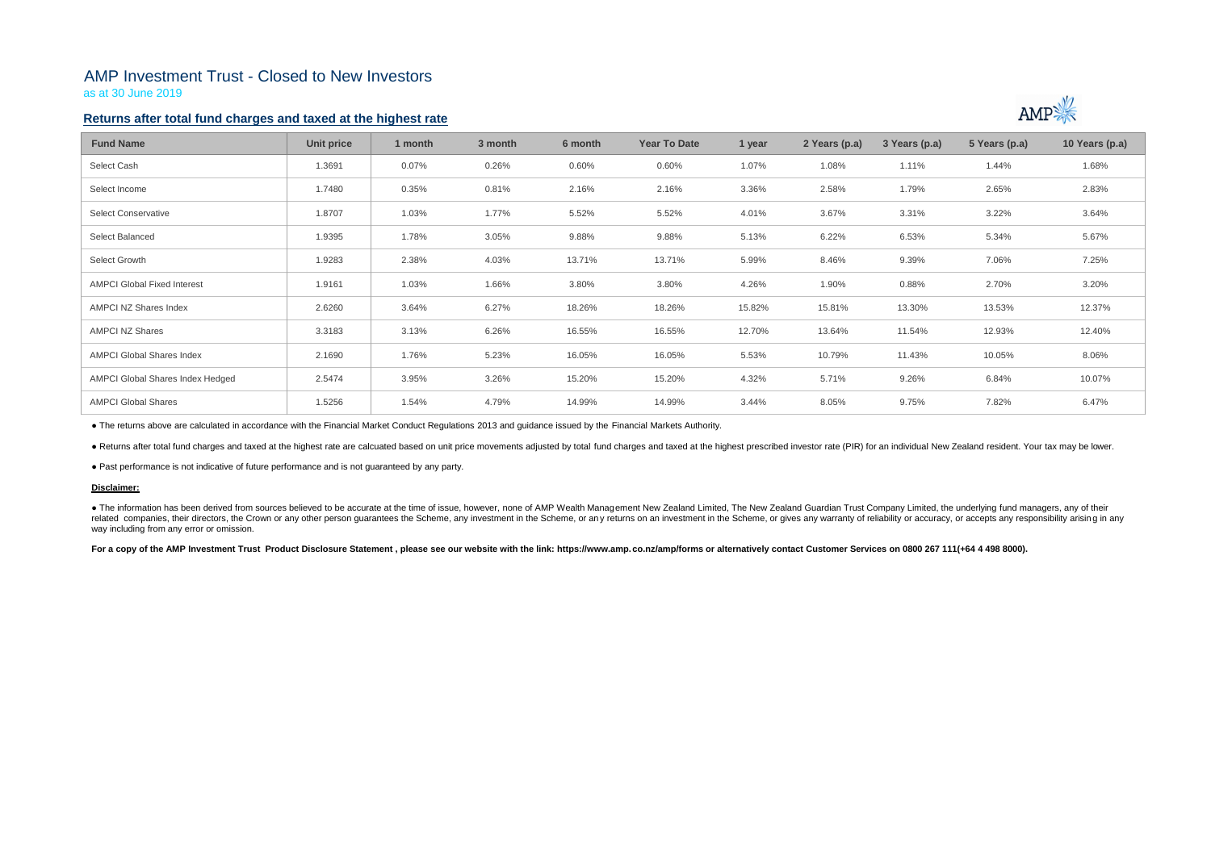# AMP Investment Trust - Closed to New Investors

as at 30 June 2019

## Returns after total fund charges and taxed at the highest rate

| Fund Name | Unit price | 1 month | 3 month | 6 month | Year To Date | 1 year | 2 Years (p.a) | 3 Years (p.a) | 5 Years (p.a) | 10 Years (p.a) |
|---|---|---|---|---|---|---|---|---|---|---|
| Select Cash | 1.3691 | 0.07% | 0.26% | 0.60% | 0.60% | 1.07% | 1.08% | 1.11% | 1.44% | 1.68% |
| Select Income | 1.7480 | 0.35% | 0.81% | 2.16% | 2.16% | 3.36% | 2.58% | 1.79% | 2.65% | 2.83% |
| Select Conservative | 1.8707 | 1.03% | 1.77% | 5.52% | 5.52% | 4.01% | 3.67% | 3.31% | 3.22% | 3.64% |
| Select Balanced | 1.9395 | 1.78% | 3.05% | 9.88% | 9.88% | 5.13% | 6.22% | 6.53% | 5.34% | 5.67% |
| Select Growth | 1.9283 | 2.38% | 4.03% | 13.71% | 13.71% | 5.99% | 8.46% | 9.39% | 7.06% | 7.25% |
| AMPCI Global Fixed Interest | 1.9161 | 1.03% | 1.66% | 3.80% | 3.80% | 4.26% | 1.90% | 0.88% | 2.70% | 3.20% |
| AMPCI NZ Shares Index | 2.6260 | 3.64% | 6.27% | 18.26% | 18.26% | 15.82% | 15.81% | 13.30% | 13.53% | 12.37% |
| AMPCI NZ Shares | 3.3183 | 3.13% | 6.26% | 16.55% | 16.55% | 12.70% | 13.64% | 11.54% | 12.93% | 12.40% |
| AMPCI Global Shares Index | 2.1690 | 1.76% | 5.23% | 16.05% | 16.05% | 5.53% | 10.79% | 11.43% | 10.05% | 8.06% |
| AMPCI Global Shares Index Hedged | 2.5474 | 3.95% | 3.26% | 15.20% | 15.20% | 4.32% | 5.71% | 9.26% | 6.84% | 10.07% |
| AMPCI Global Shares | 1.5256 | 1.54% | 4.79% | 14.99% | 14.99% | 3.44% | 8.05% | 9.75% | 7.82% | 6.47% |

● The returns above are calculated in accordance with the Financial Market Conduct Regulations 2013 and guidance issued by the Financial Markets Authority.

● Returns after total fund charges and taxed at the highest rate are calcuated based on unit price movements adjusted by total fund charges and taxed at the highest prescribed investor rate (PIR) for an individual New Zealand resident. Your tax may be lower.

● Past performance is not indicative of future performance and is not guaranteed by any party.

**Disclaimer:**

● The information has been derived from sources believed to be accurate at the time of issue, however, none of AMP Wealth Management New Zealand Limited, The New Zealand Guardian Trust Company Limited, the underlying fund managers, any of their related companies, their directors, the Crown or any other person guarantees the Scheme, any investment in the Scheme, or any returns on an investment in the Scheme, or gives any warranty of reliability or accuracy, or accepts any responsibility arising in any way including from any error or omission.

**For a copy of the AMP Investment Trust Product Disclosure Statement , please see our website with the link: https://www.amp.co.nz/amp/forms or alternatively contact Customer Services on 0800 267 111(+64 4 498 8000).**